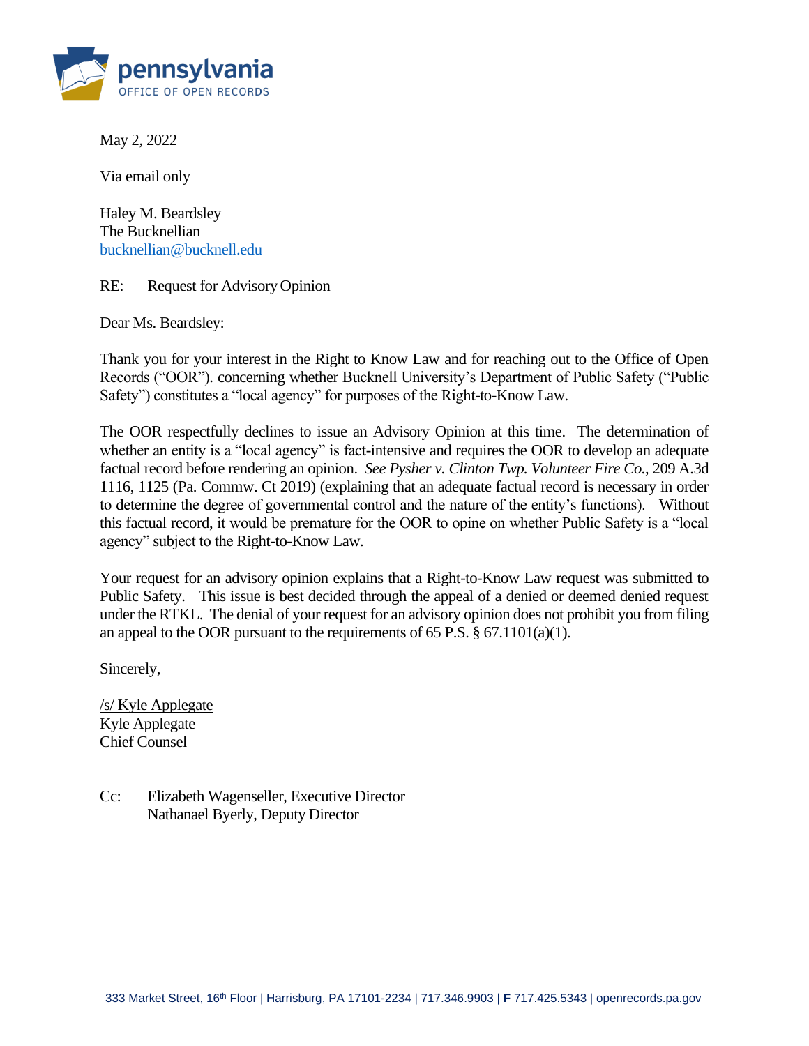pennsylvania
OFFICE OF OPEN RECORDS

May 2, 2022

Via email only

Haley M. Beardsley
The Bucknellian
bucknellian@bucknell.edu

RE: Request for Advisory Opinion

Dear Ms. Beardsley:

Thank you for your interest in the Right to Know Law and for reaching out to the Office of Open Records ("OOR"). concerning whether Bucknell University's Department of Public Safety ("Public Safety") constitutes a "local agency" for purposes of the Right-to-Know Law.

The OOR respectfully declines to issue an Advisory Opinion at this time. The determination of whether an entity is a "local agency" is fact-intensive and requires the OOR to develop an adequate factual record before rendering an opinion. *See Pysher v. Clinton Twp. Volunteer Fire Co.*, 209 A.3d 1116, 1125 (Pa. Commw. Ct 2019) (explaining that an adequate factual record is necessary in order to determine the degree of governmental control and the nature of the entity's functions). Without this factual record, it would be premature for the OOR to opine on whether Public Safety is a "local agency" subject to the Right-to-Know Law.

Your request for an advisory opinion explains that a Right-to-Know Law request was submitted to Public Safety. This issue is best decided through the appeal of a denied or deemed denied request under the RTKL. The denial of your request for an advisory opinion does not prohibit you from filing an appeal to the OOR pursuant to the requirements of 65 P.S. § 67.1101(a)(1).

Sincerely,

/s/ Kyle Applegate
Kyle Applegate
Chief Counsel

Cc: Elizabeth Wagenseller, Executive Director
Nathanael Byerly, Deputy Director

333 Market Street, 16th Floor | Harrisburg, PA 17101-2234 | 717.346.9903 | F 717.425.5343 | openrecords.pa.gov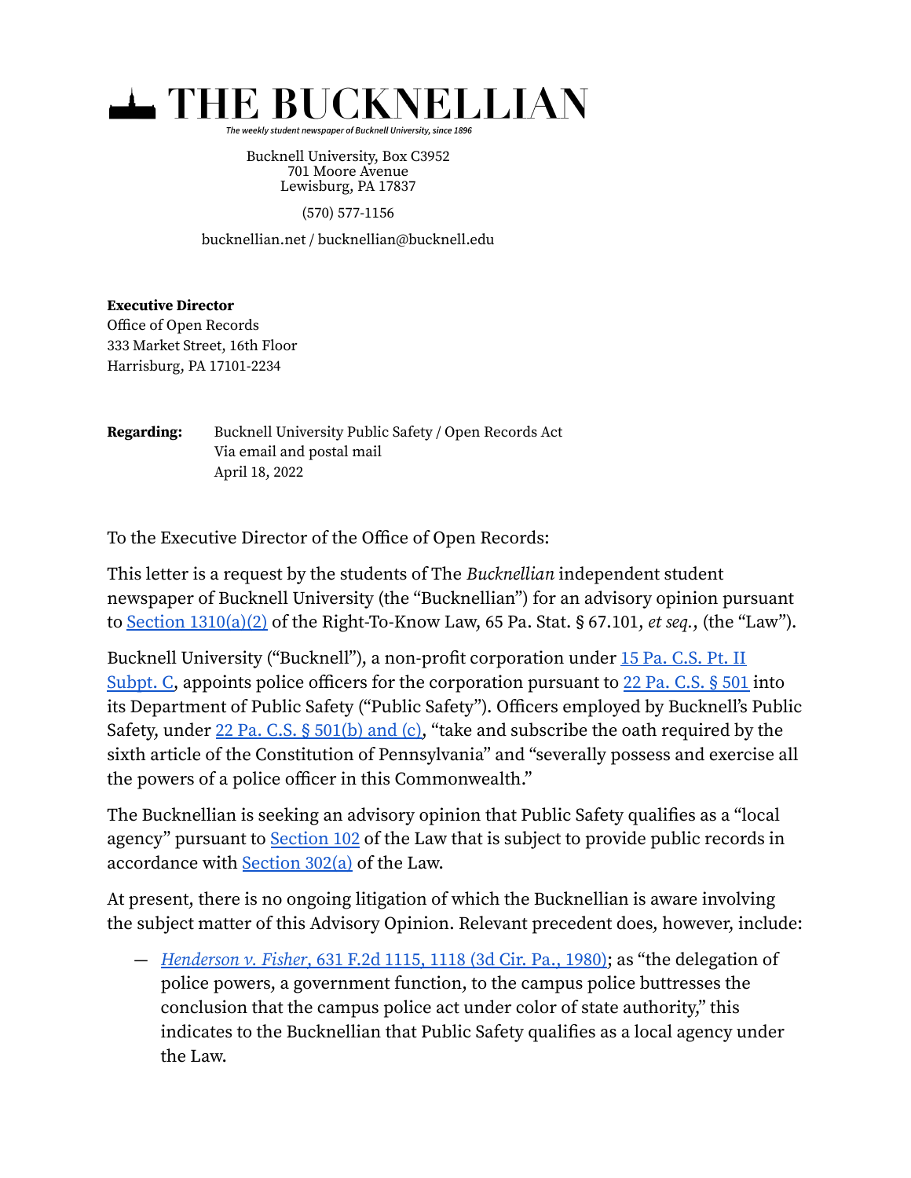# THE BUCKNELLIAN

*The weekly student newspaper of Bucknell University, since 1896*

Bucknell University, Box C3952
701 Moore Avenue
Lewisburg, PA 17837

(570) 577-1156

bucknellian.net / bucknellian@bucknell.edu

**Executive Director**
Office of Open Records
333 Market Street, 16th Floor
Harrisburg, PA 17101-2234

**Regarding:** Bucknell University Public Safety / Open Records Act
Via email and postal mail
April 18, 2022

To the Executive Director of the Office of Open Records:

This letter is a request by the students of The *Bucknellian* independent student newspaper of Bucknell University (the "Bucknellian") for an advisory opinion pursuant to Section 1310(a)(2) of the Right-To-Know Law, 65 Pa. Stat. § 67.101, *et seq.*, (the "Law").

Bucknell University ("Bucknell"), a non-profit corporation under 15 Pa. C.S. Pt. II Subpt. C, appoints police officers for the corporation pursuant to 22 Pa. C.S. § 501 into its Department of Public Safety ("Public Safety"). Officers employed by Bucknell's Public Safety, under 22 Pa. C.S. § 501(b) and (c), "take and subscribe the oath required by the sixth article of the Constitution of Pennsylvania" and "severally possess and exercise all the powers of a police officer in this Commonwealth."

The Bucknellian is seeking an advisory opinion that Public Safety qualifies as a "local agency" pursuant to Section 102 of the Law that is subject to provide public records in accordance with Section 302(a) of the Law.

At present, there is no ongoing litigation of which the Bucknellian is aware involving the subject matter of this Advisory Opinion. Relevant precedent does, however, include:

— *Henderson v. Fisher*, 631 F.2d 1115, 1118 (3d Cir. Pa., 1980); as "the delegation of police powers, a government function, to the campus police buttresses the conclusion that the campus police act under color of state authority," this indicates to the Bucknellian that Public Safety qualifies as a local agency under the Law.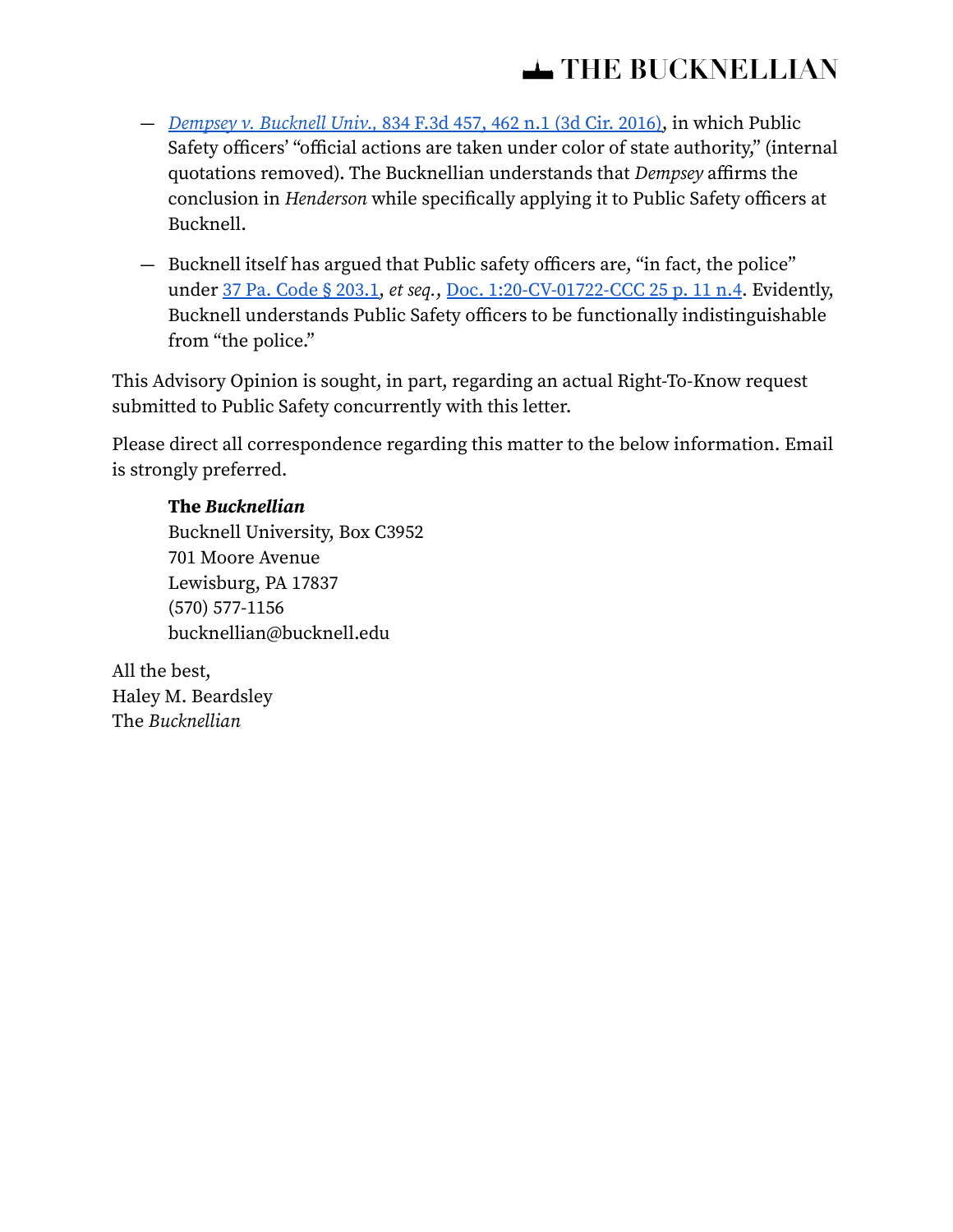- *Dempsey v. Bucknell Univ.*, 834 F.3d 457, 462 n.1 (3d Cir. 2016), in which Public Safety officers' "official actions are taken under color of state authority," (internal quotations removed). The Bucknellian understands that *Dempsey* affirms the conclusion in *Henderson* while specifically applying it to Public Safety officers at Bucknell.

- Bucknell itself has argued that Public safety officers are, "in fact, the police" under 37 Pa. Code § 203.1, *et seq.*, Doc. 1:20-CV-01722-CCC 25 p. 11 n.4. Evidently, Bucknell understands Public Safety officers to be functionally indistinguishable from "the police."

This Advisory Opinion is sought, in part, regarding an actual Right-To-Know request submitted to Public Safety concurrently with this letter.

Please direct all correspondence regarding this matter to the below information. Email is strongly preferred.

> **The *Bucknellian***
> Bucknell University, Box C3952
> 701 Moore Avenue
> Lewisburg, PA 17837
> (570) 577-1156
> bucknellian@bucknell.edu

All the best,
Haley M. Beardsley
The *Bucknellian*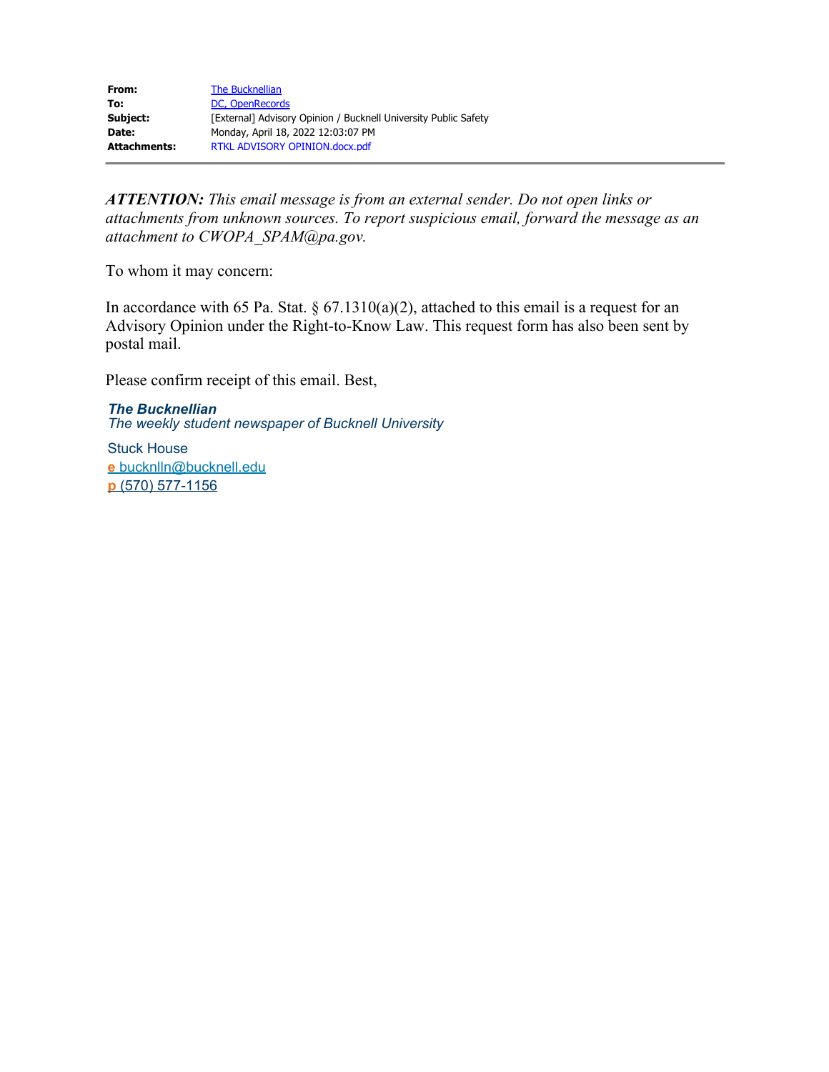| | |
|---|---|
| **From:** | The Bucknellian |
| **To:** | DC, OpenRecords |
| **Subject:** | [External] Advisory Opinion / Bucknell University Public Safety |
| **Date:** | Monday, April 18, 2022 12:03:07 PM |
| **Attachments:** | RTKL ADVISORY OPINION.docx.pdf |

***ATTENTION:*** *This email message is from an external sender. Do not open links or attachments from unknown sources. To report suspicious email, forward the message as an attachment to CWOPA_SPAM@pa.gov.*

To whom it may concern:

In accordance with 65 Pa. Stat. § 67.1310(a)(2), attached to this email is a request for an Advisory Opinion under the Right-to-Know Law. This request form has also been sent by postal mail.

Please confirm receipt of this email. Best,

***The Bucknellian***
*The weekly student newspaper of Bucknell University*

Stuck House
**e** bucknlln@bucknell.edu
**p** (570) 577-1156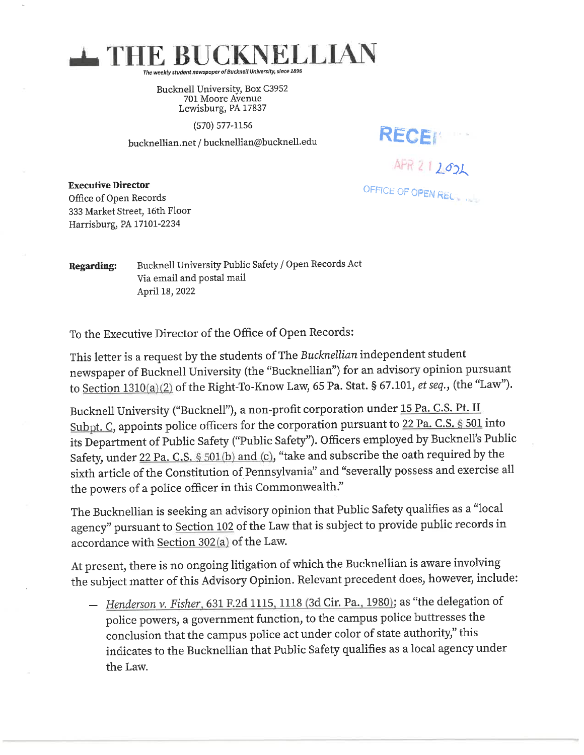# THE BUCKNELLIAN

*The weekly student newspaper of Bucknell University, since 1896*

Bucknell University, Box C3952
701 Moore Avenue
Lewisburg, PA 17837

(570) 577-1156

bucknellian.net / bucknellian@bucknell.edu

RECEI
APR 21 2022
OFFICE OF OPEN REC

**Executive Director**
Office of Open Records
333 Market Street, 16th Floor
Harrisburg, PA 17101-2234

**Regarding:** Bucknell University Public Safety / Open Records Act
Via email and postal mail
April 18, 2022

To the Executive Director of the Office of Open Records:

This letter is a request by the students of The *Bucknellian* independent student newspaper of Bucknell University (the "Bucknellian") for an advisory opinion pursuant to Section 1310(a)(2) of the Right-To-Know Law, 65 Pa. Stat. § 67.101, *et seq.*, (the "Law").

Bucknell University ("Bucknell"), a non-profit corporation under 15 Pa. C.S. Pt. II Subpt. C, appoints police officers for the corporation pursuant to 22 Pa. C.S. § 501 into its Department of Public Safety ("Public Safety"). Officers employed by Bucknell's Public Safety, under 22 Pa. C.S. § 501(b) and (c), "take and subscribe the oath required by the sixth article of the Constitution of Pennsylvania" and "severally possess and exercise all the powers of a police officer in this Commonwealth."

The Bucknellian is seeking an advisory opinion that Public Safety qualifies as a "local agency" pursuant to Section 102 of the Law that is subject to provide public records in accordance with Section 302(a) of the Law.

At present, there is no ongoing litigation of which the Bucknellian is aware involving the subject matter of this Advisory Opinion. Relevant precedent does, however, include:

- *Henderson v. Fisher*, 631 F.2d 1115, 1118 (3d Cir. Pa., 1980); as "the delegation of police powers, a government function, to the campus police buttresses the conclusion that the campus police act under color of state authority," this indicates to the Bucknellian that Public Safety qualifies as a local agency under the Law.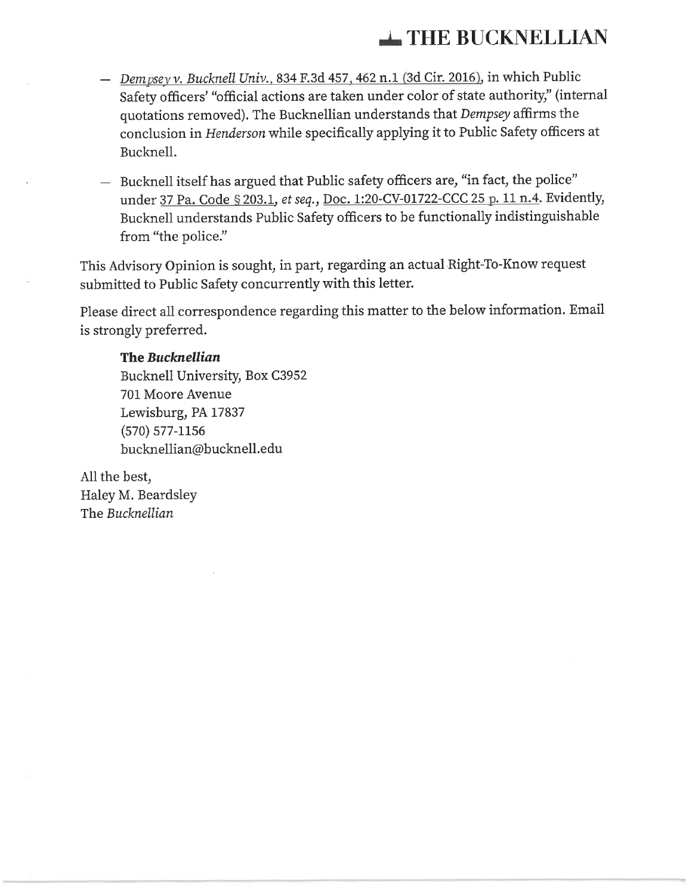- *Dempsey v. Bucknell Univ.*, 834 F.3d 457, 462 n.1 (3d Cir. 2016), in which Public Safety officers' "official actions are taken under color of state authority," (internal quotations removed). The Bucknellian understands that *Dempsey* affirms the conclusion in *Henderson* while specifically applying it to Public Safety officers at Bucknell.
- Bucknell itself has argued that Public safety officers are, "in fact, the police" under 37 Pa. Code § 203.1, *et seq.*, Doc. 1:20-CV-01722-CCC 25 p. 11 n.4. Evidently, Bucknell understands Public Safety officers to be functionally indistinguishable from "the police."

This Advisory Opinion is sought, in part, regarding an actual Right-To-Know request submitted to Public Safety concurrently with this letter.

Please direct all correspondence regarding this matter to the below information. Email is strongly preferred.

**The *Bucknellian***
Bucknell University, Box C3952
701 Moore Avenue
Lewisburg, PA 17837
(570) 577-1156
bucknellian@bucknell.edu

All the best,
Haley M. Beardsley
The *Bucknellian*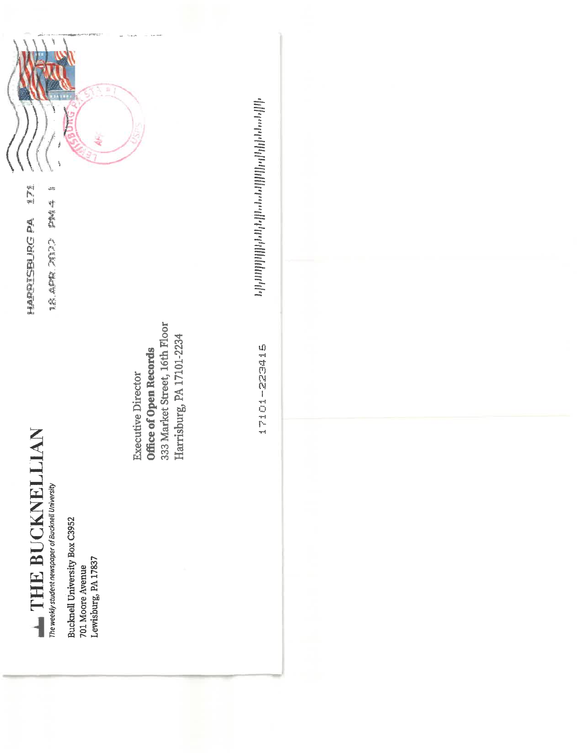# THE BUCKNELLIAN

*The weekly student newspaper of Bucknell University*

Bucknell University Box C3952
701 Moore Avenue
Lewisburg, PA 17837

HARRISBURG PA 171
18 APR 2022 PM 4 L

Executive Director
**Office of Open Records**
333 Market Street, 16th Floor
Harrisburg, PA 17101-2234

17101-223415